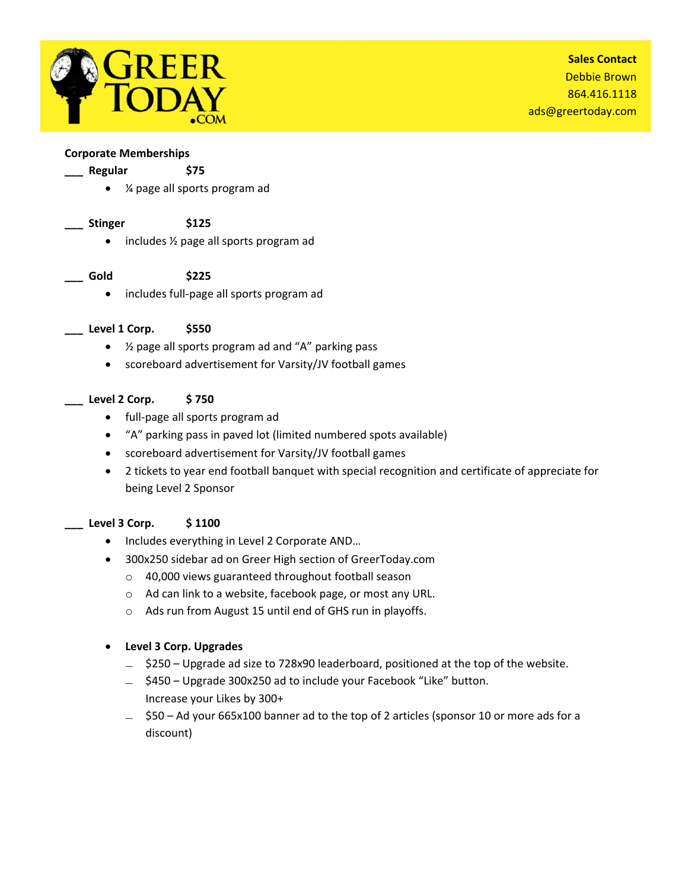# GREER TODAY.COM

**Sales Contact**
Debbie Brown
864.416.1118
ads@greertoday.com

**Corporate Memberships**

___ **Regular** **$75**

- ¼ page all sports program ad

___ **Stinger** **$125**

- includes ½ page all sports program ad

___ **Gold** **$225**

- includes full-page all sports program ad

___ **Level 1 Corp.** **$550**

- ½ page all sports program ad and "A" parking pass
- scoreboard advertisement for Varsity/JV football games

___ **Level 2 Corp.** **$ 750**

- full-page all sports program ad
- "A" parking pass in paved lot (limited numbered spots available)
- scoreboard advertisement for Varsity/JV football games
- 2 tickets to year end football banquet with special recognition and certificate of appreciate for being Level 2 Sponsor

___ **Level 3 Corp.** **$ 1100**

- Includes everything in Level 2 Corporate AND…
- 300x250 sidebar ad on Greer High section of GreerToday.com
  - 40,000 views guaranteed throughout football season
  - Ad can link to a website, facebook page, or most any URL.
  - Ads run from August 15 until end of GHS run in playoffs.

- **Level 3 Corp. Upgrades**
  - $250 – Upgrade ad size to 728x90 leaderboard, positioned at the top of the website.
  - $450 – Upgrade 300x250 ad to include your Facebook "Like" button. Increase your Likes by 300+
  - $50 – Ad your 665x100 banner ad to the top of 2 articles (sponsor 10 or more ads for a discount)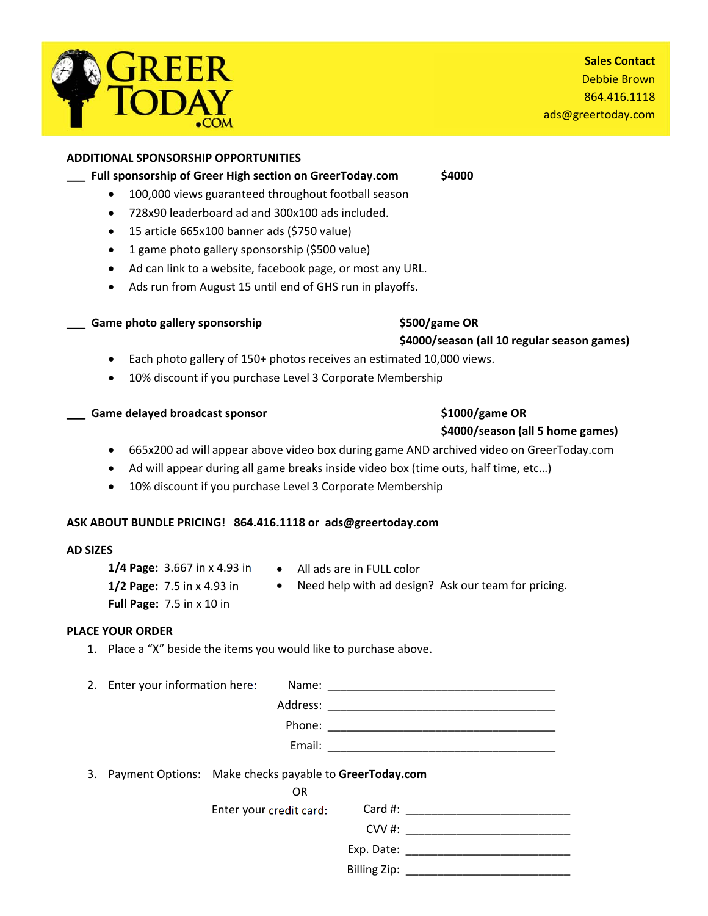GREER TODAY .COM

**Sales Contact**
Debbie Brown
864.416.1118
ads@greertoday.com

## ADDITIONAL SPONSORSHIP OPPORTUNITIES

___ **Full sponsorship of Greer High section on GreerToday.com** **$4000**

- 100,000 views guaranteed throughout football season
- 728x90 leaderboard ad and 300x100 ads included.
- 15 article 665x100 banner ads ($750 value)
- 1 game photo gallery sponsorship ($500 value)
- Ad can link to a website, facebook page, or most any URL.
- Ads run from August 15 until end of GHS run in playoffs.

___ **Game photo gallery sponsorship** **$500/game OR**
**$4000/season (all 10 regular season games)**

- Each photo gallery of 150+ photos receives an estimated 10,000 views.
- 10% discount if you purchase Level 3 Corporate Membership

___ **Game delayed broadcast sponsor** **$1000/game OR**
**$4000/season (all 5 home games)**

- 665x200 ad will appear above video box during game AND archived video on GreerToday.com
- Ad will appear during all game breaks inside video box (time outs, half time, etc…)
- 10% discount if you purchase Level 3 Corporate Membership

**ASK ABOUT BUNDLE PRICING! 864.416.1118 or ads@greertoday.com**

## AD SIZES

**1/4 Page:** 3.667 in x 4.93 in
**1/2 Page:** 7.5 in x 4.93 in
**Full Page:** 7.5 in x 10 in

- All ads are in FULL color
- Need help with ad design? Ask our team for pricing.

## PLACE YOUR ORDER

1. Place a "X" beside the items you would like to purchase above.
2. Enter your information here:
   Name: ____________________________________
   Address: ____________________________________
   Phone: ____________________________________
   Email: ____________________________________
3. Payment Options: Make checks payable to **GreerToday.com**
   OR
   Enter your credit card:
   Card #: __________________________
   CVV #: __________________________
   Exp. Date: __________________________
   Billing Zip: __________________________